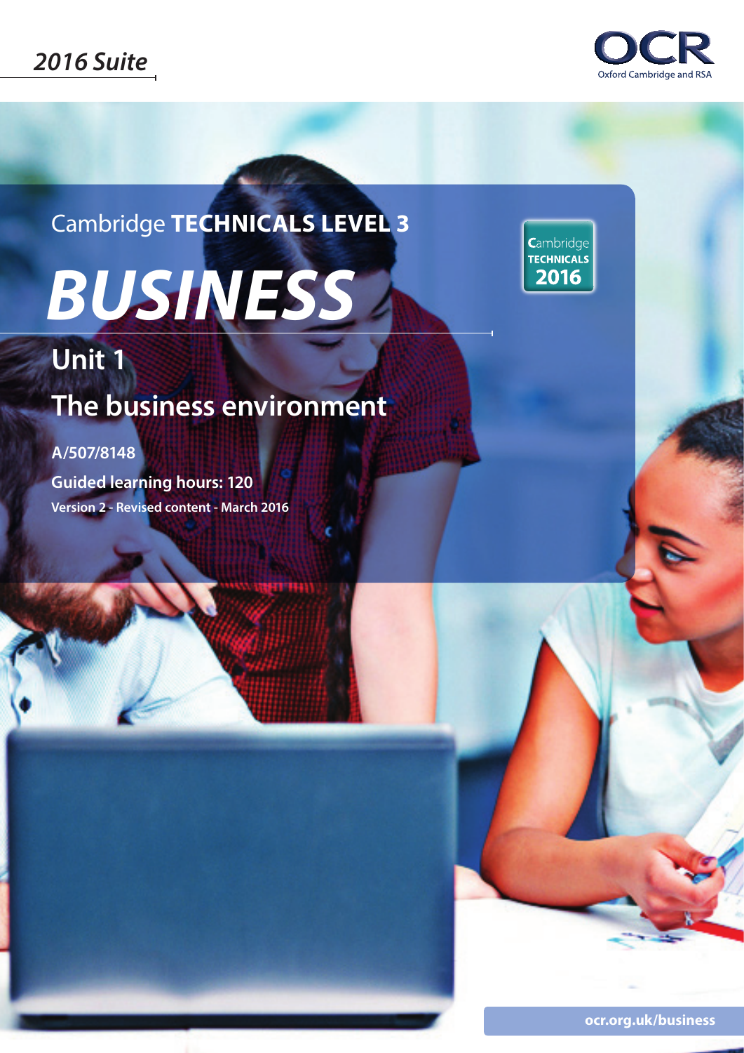*2016 Suite*

OCR
Oxford Cambridge and RSA

Cambridge **TECHNICALS LEVEL 3**

# *BUSINESS*

Cambridge TECHNICALS 2016

## Unit 1

## The business environment

**A/507/8148**

**Guided learning hours: 120**

**Version 2 - Revised content - March 2016**

**ocr.org.uk/business**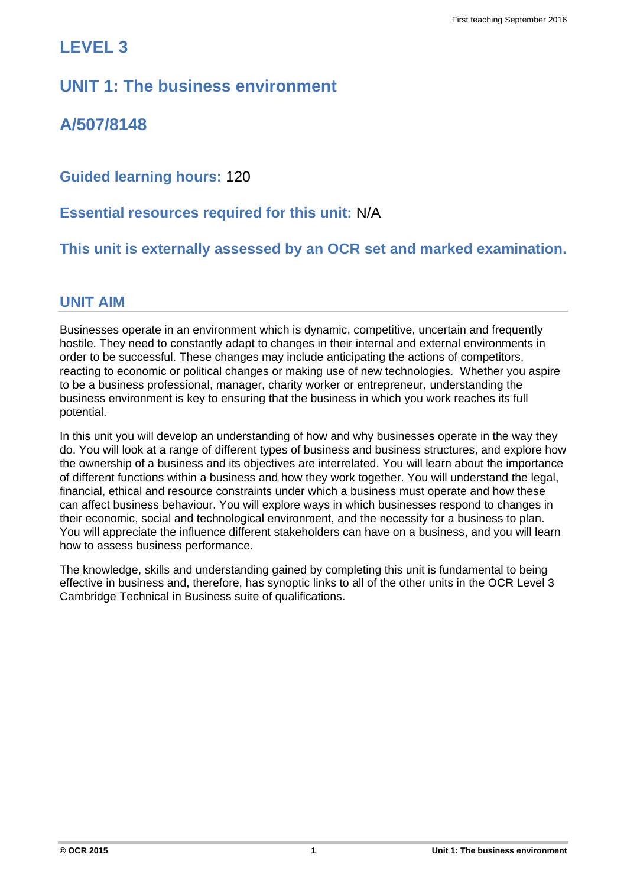# LEVEL 3

## UNIT 1: The business environment

## A/507/8148

**Guided learning hours:** 120

**Essential resources required for this unit:** N/A

**This unit is externally assessed by an OCR set and marked examination.**

## UNIT AIM

Businesses operate in an environment which is dynamic, competitive, uncertain and frequently hostile. They need to constantly adapt to changes in their internal and external environments in order to be successful. These changes may include anticipating the actions of competitors, reacting to economic or political changes or making use of new technologies. Whether you aspire to be a business professional, manager, charity worker or entrepreneur, understanding the business environment is key to ensuring that the business in which you work reaches its full potential.

In this unit you will develop an understanding of how and why businesses operate in the way they do. You will look at a range of different types of business and business structures, and explore how the ownership of a business and its objectives are interrelated. You will learn about the importance of different functions within a business and how they work together. You will understand the legal, financial, ethical and resource constraints under which a business must operate and how these can affect business behaviour. You will explore ways in which businesses respond to changes in their economic, social and technological environment, and the necessity for a business to plan. You will appreciate the influence different stakeholders can have on a business, and you will learn how to assess business performance.

The knowledge, skills and understanding gained by completing this unit is fundamental to being effective in business and, therefore, has synoptic links to all of the other units in the OCR Level 3 Cambridge Technical in Business suite of qualifications.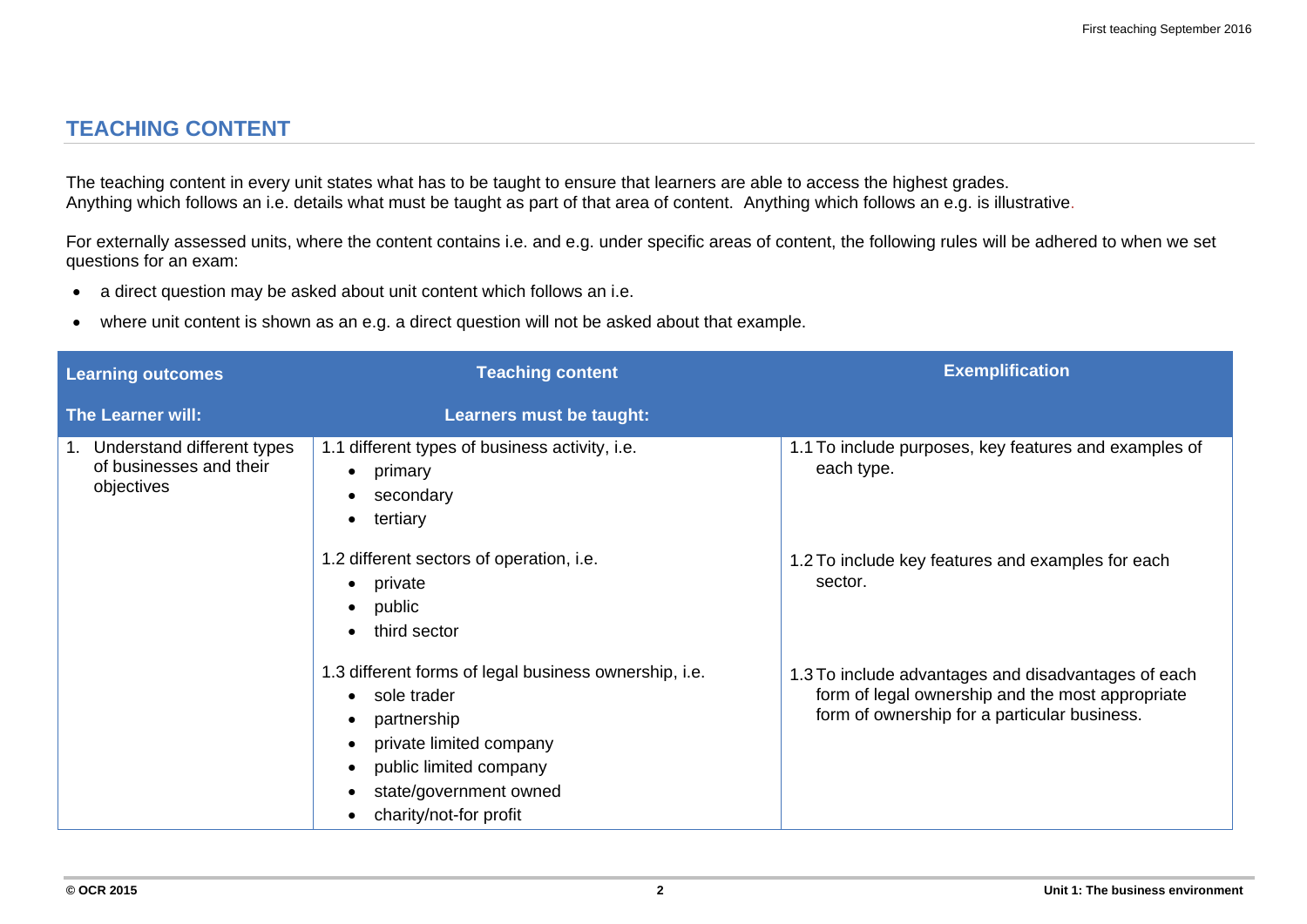## TEACHING CONTENT

The teaching content in every unit states what has to be taught to ensure that learners are able to access the highest grades.
Anything which follows an i.e. details what must be taught as part of that area of content. Anything which follows an e.g. is illustrative.

For externally assessed units, where the content contains i.e. and e.g. under specific areas of content, the following rules will be adhered to when we set questions for an exam:

- a direct question may be asked about unit content which follows an i.e.
- where unit content is shown as an e.g. a direct question will not be asked about that example.

| Learning outcomes<br>The Learner will: | Teaching content<br>Learners must be taught: | Exemplification |
|---|---|---|
| 1. Understand different types of businesses and their objectives | 1.1 different types of business activity, i.e.<br>• primary<br>• secondary<br>• tertiary | 1.1 To include purposes, key features and examples of each type. |
| | 1.2 different sectors of operation, i.e.<br>• private<br>• public<br>• third sector | 1.2 To include key features and examples for each sector. |
| | 1.3 different forms of legal business ownership, i.e.<br>• sole trader<br>• partnership<br>• private limited company<br>• public limited company<br>• state/government owned<br>• charity/not-for profit | 1.3 To include advantages and disadvantages of each form of legal ownership and the most appropriate form of ownership for a particular business. |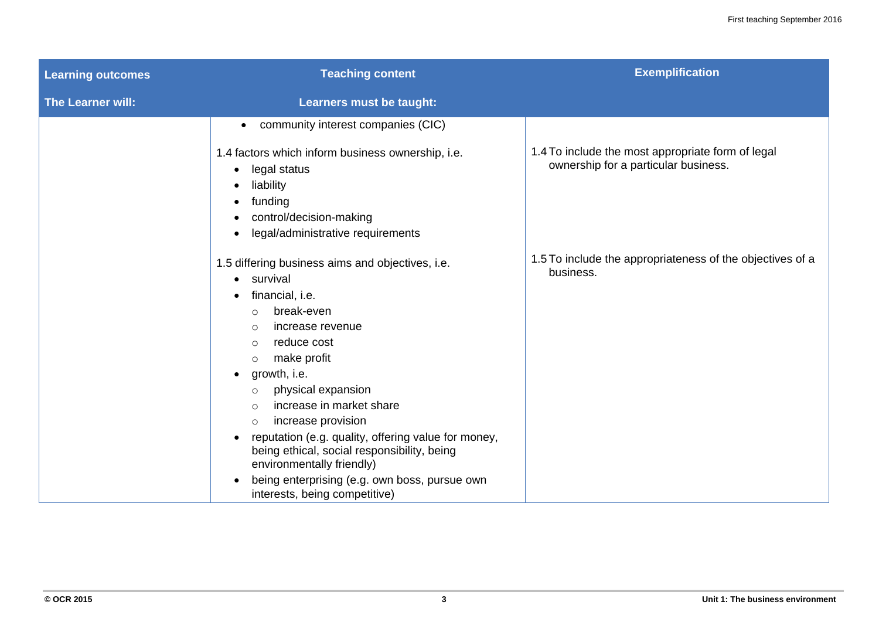| Learning outcomes<br><br>The Learner will: | Teaching content<br><br>Learners must be taught: | Exemplification |
|---|---|---|
| | • community interest companies (CIC)<br><br>1.4 factors which inform business ownership, i.e.<br>• legal status<br>• liability<br>• funding<br>• control/decision-making<br>• legal/administrative requirements<br><br>1.5 differing business aims and objectives, i.e.<br>• survival<br>• financial, i.e.<br>&nbsp;&nbsp;&nbsp;&nbsp;○ break-even<br>&nbsp;&nbsp;&nbsp;&nbsp;○ increase revenue<br>&nbsp;&nbsp;&nbsp;&nbsp;○ reduce cost<br>&nbsp;&nbsp;&nbsp;&nbsp;○ make profit<br>• growth, i.e.<br>&nbsp;&nbsp;&nbsp;&nbsp;○ physical expansion<br>&nbsp;&nbsp;&nbsp;&nbsp;○ increase in market share<br>&nbsp;&nbsp;&nbsp;&nbsp;○ increase provision<br>• reputation (e.g. quality, offering value for money, being ethical, social responsibility, being environmentally friendly)<br>• being enterprising (e.g. own boss, pursue own interests, being competitive) | 1.4 To include the most appropriate form of legal ownership for a particular business.<br><br>1.5 To include the appropriateness of the objectives of a business. |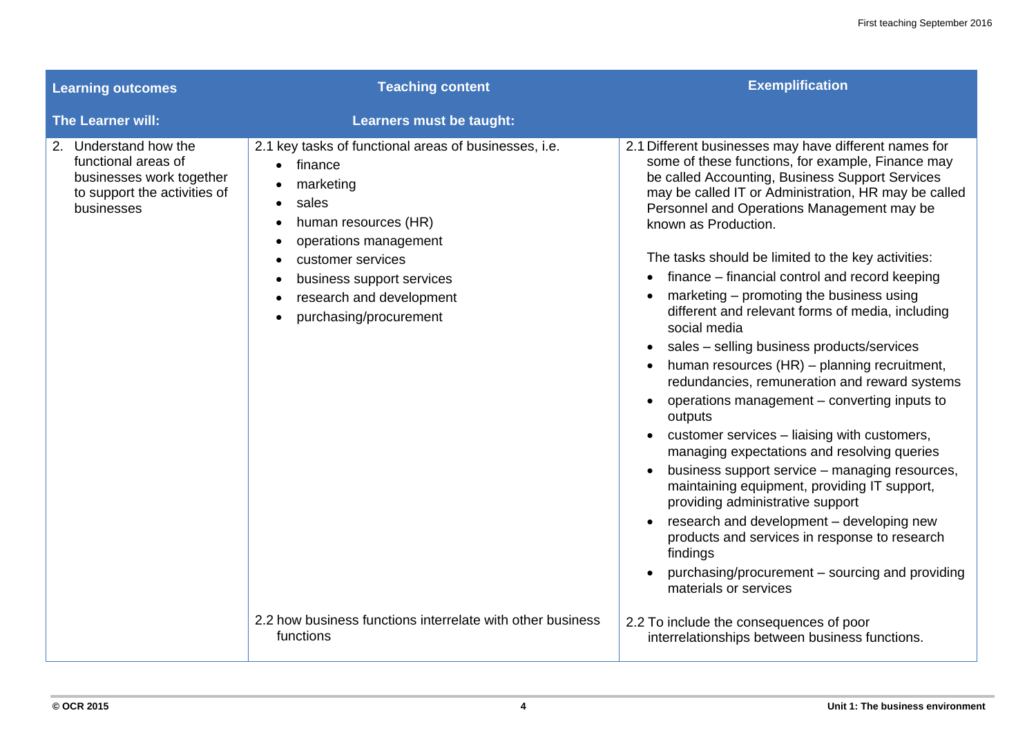| Learning outcomes<br>**The Learner will:** | Teaching content<br>**Learners must be taught:** | Exemplification |
|---|---|---|
| 2. Understand how the functional areas of businesses work together to support the activities of businesses | 2.1 key tasks of functional areas of businesses, i.e.<br>• finance<br>• marketing<br>• sales<br>• human resources (HR)<br>• operations management<br>• customer services<br>• business support services<br>• research and development<br>• purchasing/procurement | 2.1 Different businesses may have different names for some of these functions, for example, Finance may be called Accounting, Business Support Services may be called IT or Administration, HR may be called Personnel and Operations Management may be known as Production.<br><br>The tasks should be limited to the key activities:<br>• finance – financial control and record keeping<br>• marketing – promoting the business using different and relevant forms of media, including social media<br>• sales – selling business products/services<br>• human resources (HR) – planning recruitment, redundancies, remuneration and reward systems<br>• operations management – converting inputs to outputs<br>• customer services – liaising with customers, managing expectations and resolving queries<br>• business support service – managing resources, maintaining equipment, providing IT support, providing administrative support<br>• research and development – developing new products and services in response to research findings<br>• purchasing/procurement – sourcing and providing materials or services |
| | 2.2 how business functions interrelate with other business functions | 2.2 To include the consequences of poor interrelationships between business functions. |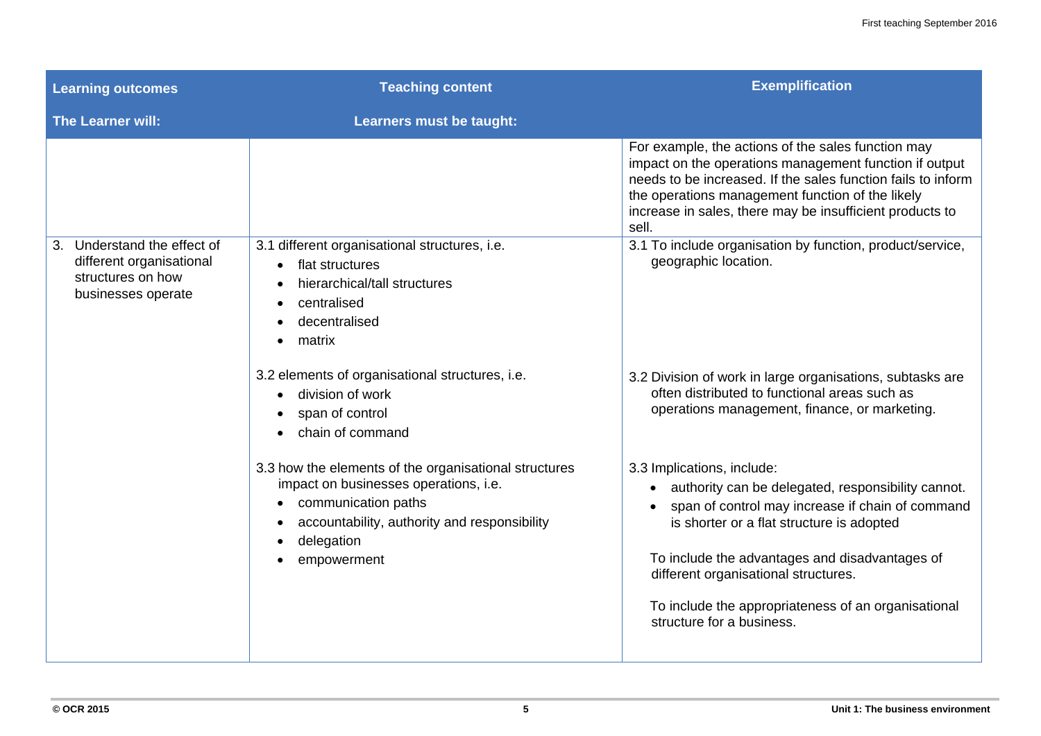| Learning outcomes<br><br>The Learner will: | Teaching content<br><br>Learners must be taught: | Exemplification |
|---|---|---|
| | | For example, the actions of the sales function may impact on the operations management function if output needs to be increased. If the sales function fails to inform the operations management function of the likely increase in sales, there may be insufficient products to sell. |
| 3. Understand the effect of different organisational structures on how businesses operate | 3.1 different organisational structures, i.e.<br>• flat structures<br>• hierarchical/tall structures<br>• centralised<br>• decentralised<br>• matrix | 3.1 To include organisation by function, product/service, geographic location. |
| | 3.2 elements of organisational structures, i.e.<br>• division of work<br>• span of control<br>• chain of command | 3.2 Division of work in large organisations, subtasks are often distributed to functional areas such as operations management, finance, or marketing. |
| | 3.3 how the elements of the organisational structures impact on businesses operations, i.e.<br>• communication paths<br>• accountability, authority and responsibility<br>• delegation<br>• empowerment | 3.3 Implications, include:<br>• authority can be delegated, responsibility cannot.<br>• span of control may increase if chain of command is shorter or a flat structure is adopted<br><br>To include the advantages and disadvantages of different organisational structures.<br><br>To include the appropriateness of an organisational structure for a business. |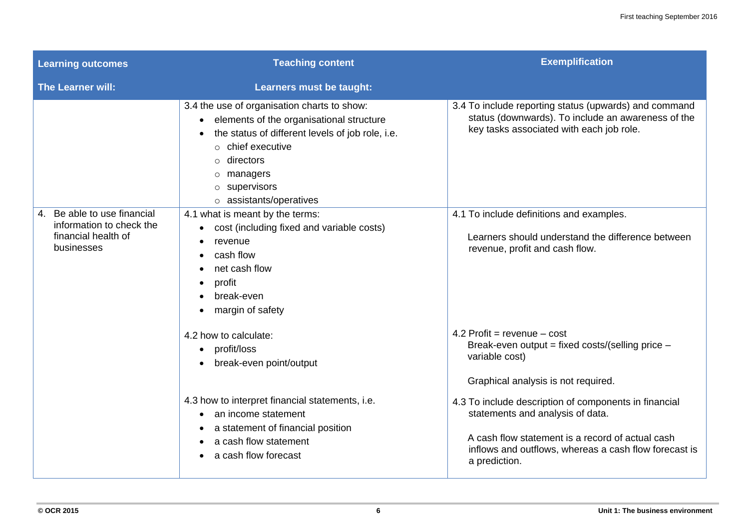| Learning outcomes<br><br>The Learner will: | Teaching content<br><br>Learners must be taught: | Exemplification |
|---|---|---|
| | 3.4 the use of organisation charts to show:<br>• elements of the organisational structure<br>• the status of different levels of job role, i.e.<br>  ○ chief executive<br>  ○ directors<br>  ○ managers<br>  ○ supervisors<br>  ○ assistants/operatives | 3.4 To include reporting status (upwards) and command status (downwards). To include an awareness of the key tasks associated with each job role. |
| 4. Be able to use financial information to check the financial health of businesses | 4.1 what is meant by the terms:<br>• cost (including fixed and variable costs)<br>• revenue<br>• cash flow<br>• net cash flow<br>• profit<br>• break-even<br>• margin of safety | 4.1 To include definitions and examples.<br><br>Learners should understand the difference between revenue, profit and cash flow. |
| | 4.2 how to calculate:<br>• profit/loss<br>• break-even point/output | 4.2 Profit = revenue – cost<br>Break-even output = fixed costs/(selling price – variable cost)<br><br>Graphical analysis is not required. |
| | 4.3 how to interpret financial statements, i.e.<br>• an income statement<br>• a statement of financial position<br>• a cash flow statement<br>• a cash flow forecast | 4.3 To include description of components in financial statements and analysis of data.<br><br>A cash flow statement is a record of actual cash inflows and outflows, whereas a cash flow forecast is a prediction. |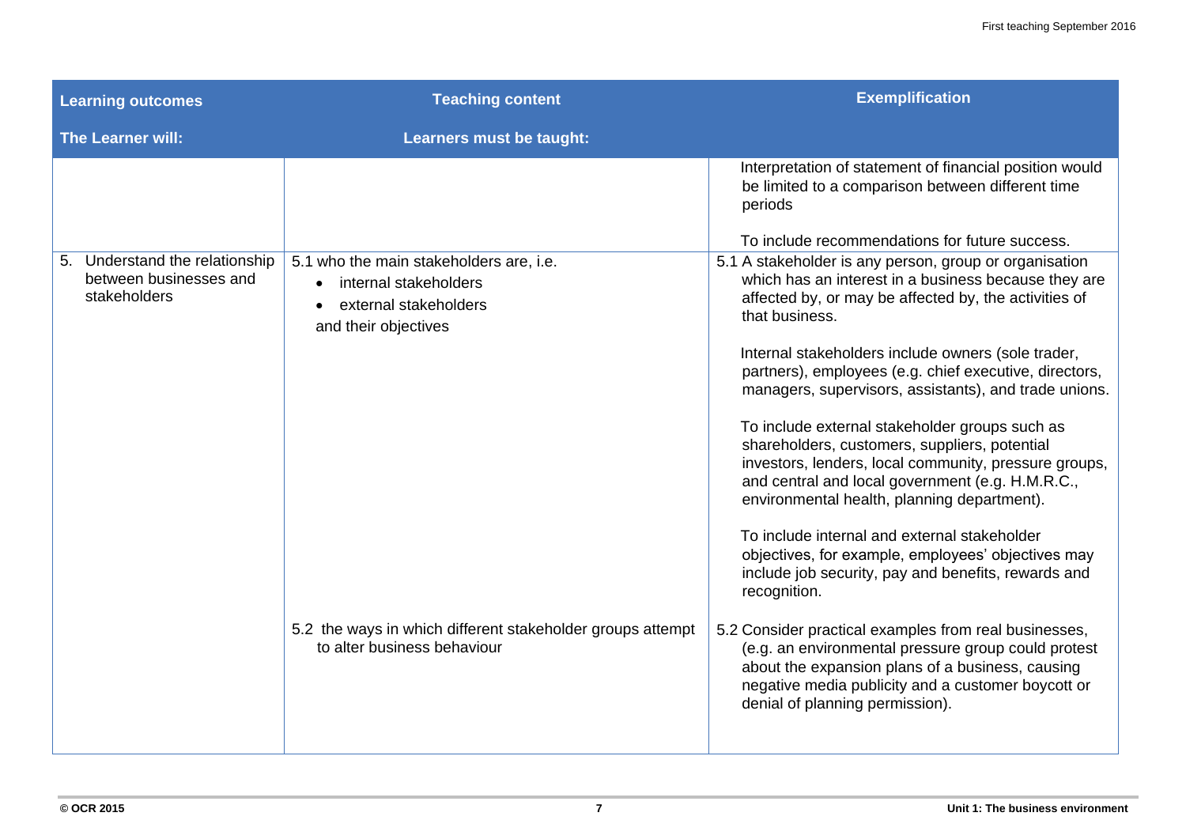| Learning outcomes<br>The Learner will: | Teaching content<br>Learners must be taught: | Exemplification |
|---|---|---|
| | | Interpretation of statement of financial position would be limited to a comparison between different time periods<br><br>To include recommendations for future success. |
| 5. Understand the relationship between businesses and stakeholders | 5.1 who the main stakeholders are, i.e.<br>• internal stakeholders<br>• external stakeholders<br>and their objectives | 5.1 A stakeholder is any person, group or organisation which has an interest in a business because they are affected by, or may be affected by, the activities of that business.<br><br>Internal stakeholders include owners (sole trader, partners), employees (e.g. chief executive, directors, managers, supervisors, assistants), and trade unions.<br><br>To include external stakeholder groups such as shareholders, customers, suppliers, potential investors, lenders, local community, pressure groups, and central and local government (e.g. H.M.R.C., environmental health, planning department).<br><br>To include internal and external stakeholder objectives, for example, employees' objectives may include job security, pay and benefits, rewards and recognition. |
| | 5.2 the ways in which different stakeholder groups attempt to alter business behaviour | 5.2 Consider practical examples from real businesses, (e.g. an environmental pressure group could protest about the expansion plans of a business, causing negative media publicity and a customer boycott or denial of planning permission). |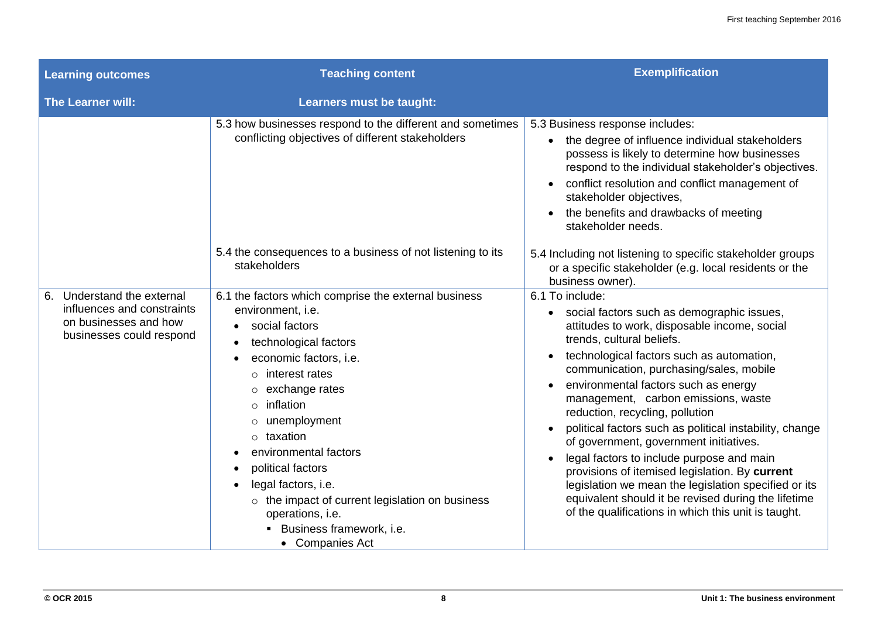| Learning outcomes<br>**The Learner will:** | Teaching content<br>**Learners must be taught:** | Exemplification |
|---|---|---|
| | 5.3 how businesses respond to the different and sometimes conflicting objectives of different stakeholders | 5.3 Business response includes:<br>• the degree of influence individual stakeholders possess is likely to determine how businesses respond to the individual stakeholder's objectives.<br>• conflict resolution and conflict management of stakeholder objectives,<br>• the benefits and drawbacks of meeting stakeholder needs. |
| | 5.4 the consequences to a business of not listening to its stakeholders | 5.4 Including not listening to specific stakeholder groups or a specific stakeholder (e.g. local residents or the business owner). |
| 6. Understand the external influences and constraints on businesses and how businesses could respond | 6.1 the factors which comprise the external business environment, i.e.<br>• social factors<br>• technological factors<br>• economic factors, i.e.<br>&nbsp;&nbsp;○ interest rates<br>&nbsp;&nbsp;○ exchange rates<br>&nbsp;&nbsp;○ inflation<br>&nbsp;&nbsp;○ unemployment<br>&nbsp;&nbsp;○ taxation<br>• environmental factors<br>• political factors<br>• legal factors, i.e.<br>&nbsp;&nbsp;○ the impact of current legislation on business operations, i.e.<br>&nbsp;&nbsp;&nbsp;&nbsp;▪ Business framework, i.e.<br>&nbsp;&nbsp;&nbsp;&nbsp;&nbsp;&nbsp;• Companies Act | 6.1 To include:<br>• social factors such as demographic issues, attitudes to work, disposable income, social trends, cultural beliefs.<br>• technological factors such as automation, communication, purchasing/sales, mobile<br>• environmental factors such as energy management, carbon emissions, waste reduction, recycling, pollution<br>• political factors such as political instability, change of government, government initiatives.<br>• legal factors to include purpose and main provisions of itemised legislation. By **current** legislation we mean the legislation specified or its equivalent should it be revised during the lifetime of the qualifications in which this unit is taught. |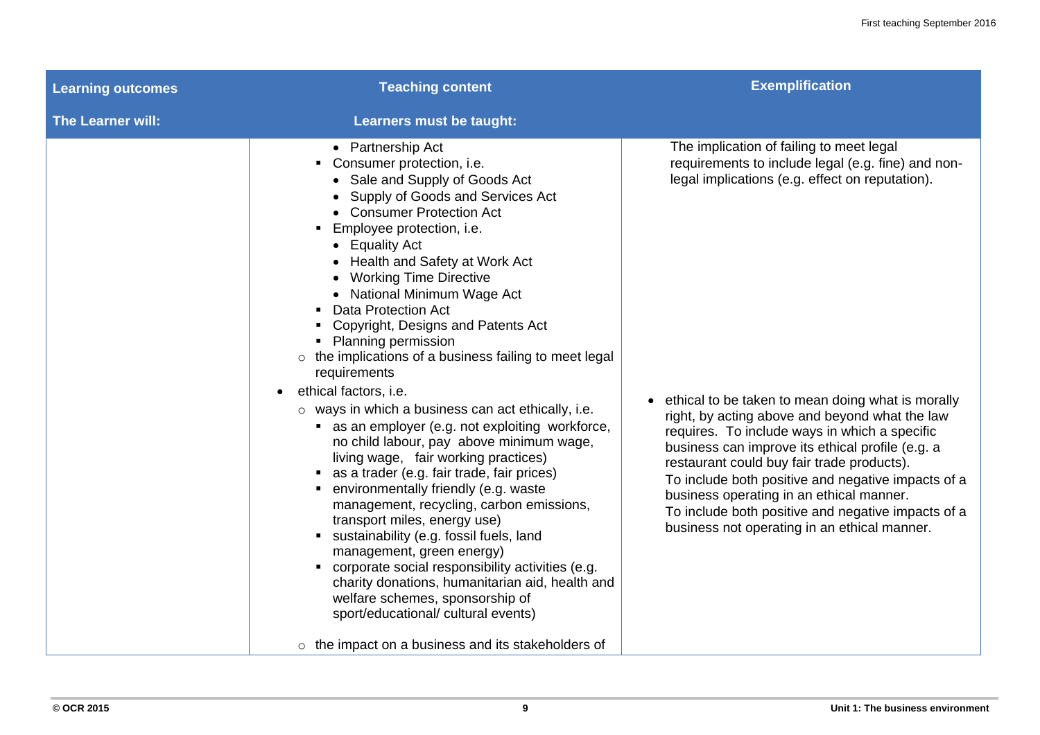| Learning outcomes<br><br>The Learner will: | Teaching content<br><br>Learners must be taught: | Exemplification |
|---|---|---|
| | • Partnership Act<br>▪ Consumer protection, i.e.<br>• Sale and Supply of Goods Act<br>• Supply of Goods and Services Act<br>• Consumer Protection Act<br>▪ Employee protection, i.e.<br>• Equality Act<br>• Health and Safety at Work Act<br>• Working Time Directive<br>• National Minimum Wage Act<br>▪ Data Protection Act<br>▪ Copyright, Designs and Patents Act<br>▪ Planning permission<br>○ the implications of a business failing to meet legal requirements | The implication of failing to meet legal requirements to include legal (e.g. fine) and non-legal implications (e.g. effect on reputation). |
| | • ethical factors, i.e.<br>○ ways in which a business can act ethically, i.e.<br>▪ as an employer (e.g. not exploiting workforce, no child labour, pay above minimum wage, living wage, fair working practices)<br>▪ as a trader (e.g. fair trade, fair prices)<br>▪ environmentally friendly (e.g. waste management, recycling, carbon emissions, transport miles, energy use)<br>▪ sustainability (e.g. fossil fuels, land management, green energy)<br>▪ corporate social responsibility activities (e.g. charity donations, humanitarian aid, health and welfare schemes, sponsorship of sport/educational/ cultural events)<br><br>○ the impact on a business and its stakeholders of | • ethical to be taken to mean doing what is morally right, by acting above and beyond what the law requires. To include ways in which a specific business can improve its ethical profile (e.g. a restaurant could buy fair trade products).<br>To include both positive and negative impacts of a business operating in an ethical manner.<br>To include both positive and negative impacts of a business not operating in an ethical manner. |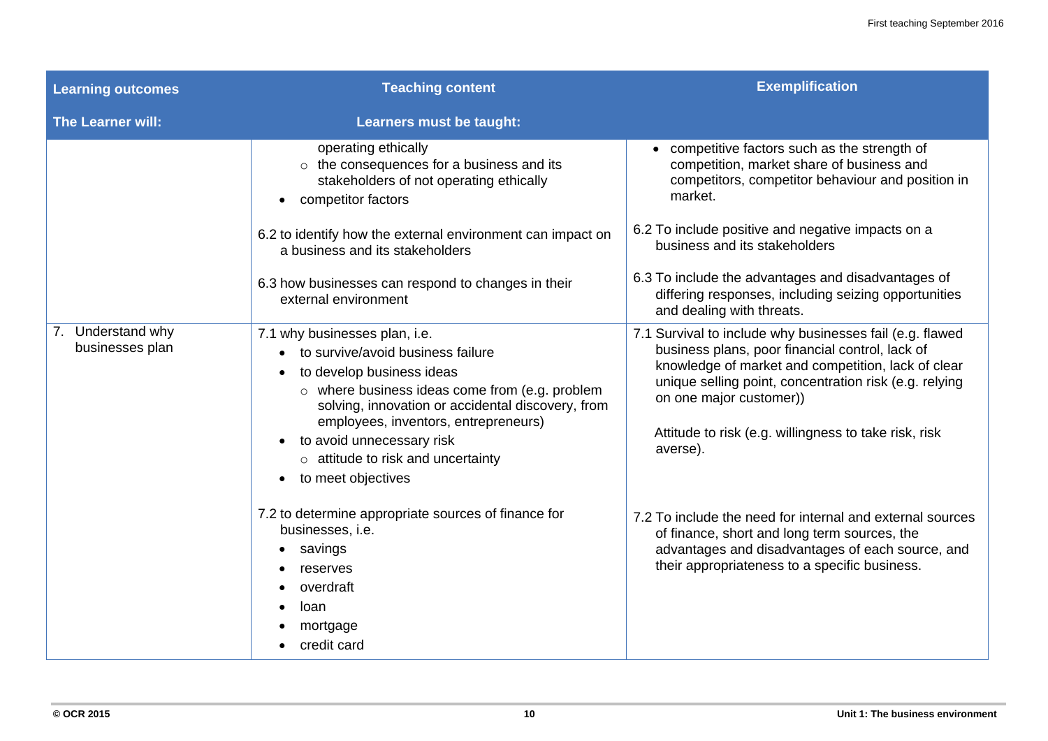| Learning outcomes<br>The Learner will: | Teaching content<br>Learners must be taught: | Exemplification |
|---|---|---|
| | operating ethically<br>○ the consequences for a business and its stakeholders of not operating ethically<br>• competitor factors<br><br>6.2 to identify how the external environment can impact on a business and its stakeholders<br><br>6.3 how businesses can respond to changes in their external environment | • competitive factors such as the strength of competition, market share of business and competitors, competitor behaviour and position in market.<br><br>6.2 To include positive and negative impacts on a business and its stakeholders<br><br>6.3 To include the advantages and disadvantages of differing responses, including seizing opportunities and dealing with threats. |
| 7. Understand why businesses plan | 7.1 why businesses plan, i.e.<br>• to survive/avoid business failure<br>• to develop business ideas<br>○ where business ideas come from (e.g. problem solving, innovation or accidental discovery, from employees, inventors, entrepreneurs)<br>• to avoid unnecessary risk<br>○ attitude to risk and uncertainty<br>• to meet objectives<br><br>7.2 to determine appropriate sources of finance for businesses, i.e.<br>• savings<br>• reserves<br>• overdraft<br>• loan<br>• mortgage<br>• credit card | 7.1 Survival to include why businesses fail (e.g. flawed business plans, poor financial control, lack of knowledge of market and competition, lack of clear unique selling point, concentration risk (e.g. relying on one major customer))<br><br>Attitude to risk (e.g. willingness to take risk, risk averse).<br><br>7.2 To include the need for internal and external sources of finance, short and long term sources, the advantages and disadvantages of each source, and their appropriateness to a specific business. |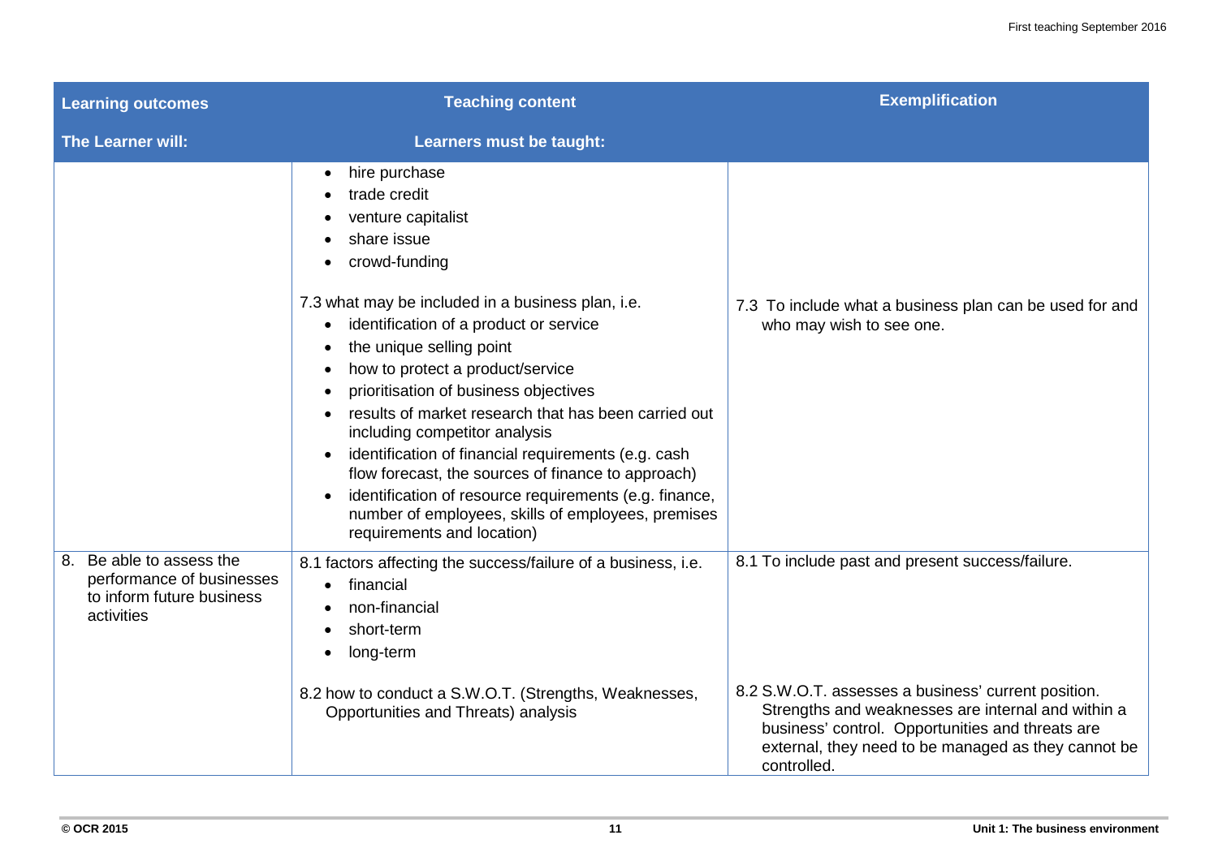| Learning outcomes<br>The Learner will: | Teaching content<br>Learners must be taught: | Exemplification |
|---|---|---|
| | • hire purchase<br>• trade credit<br>• venture capitalist<br>• share issue<br>• crowd-funding<br><br>7.3 what may be included in a business plan, i.e.<br>• identification of a product or service<br>• the unique selling point<br>• how to protect a product/service<br>• prioritisation of business objectives<br>• results of market research that has been carried out including competitor analysis<br>• identification of financial requirements (e.g. cash flow forecast, the sources of finance to approach)<br>• identification of resource requirements (e.g. finance, number of employees, skills of employees, premises requirements and location) | 7.3 To include what a business plan can be used for and who may wish to see one. |
| 8. Be able to assess the performance of businesses to inform future business activities | 8.1 factors affecting the success/failure of a business, i.e.<br>• financial<br>• non-financial<br>• short-term<br>• long-term<br><br>8.2 how to conduct a S.W.O.T. (Strengths, Weaknesses, Opportunities and Threats) analysis | 8.1 To include past and present success/failure.<br><br>8.2 S.W.O.T. assesses a business' current position. Strengths and weaknesses are internal and within a business' control. Opportunities and threats are external, they need to be managed as they cannot be controlled. |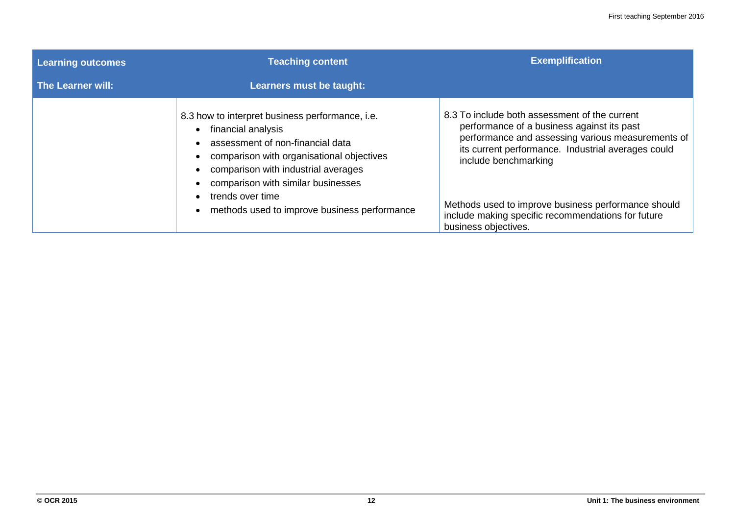| Learning outcomes<br>The Learner will: | Teaching content<br>Learners must be taught: | Exemplification |
| --- | --- | --- |
| | 8.3 how to interpret business performance, i.e.<br>• financial analysis<br>• assessment of non-financial data<br>• comparison with organisational objectives<br>• comparison with industrial averages<br>• comparison with similar businesses<br>• trends over time<br>• methods used to improve business performance | 8.3 To include both assessment of the current performance of a business against its past performance and assessing various measurements of its current performance. Industrial averages could include benchmarking<br><br>Methods used to improve business performance should include making specific recommendations for future business objectives. |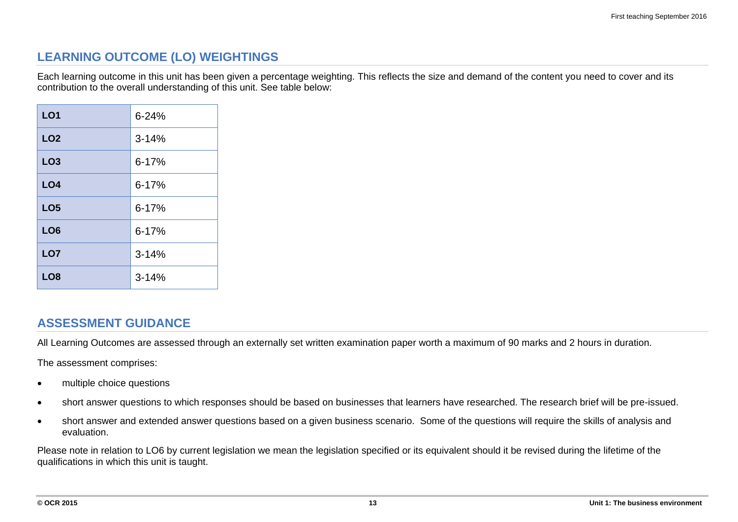## LEARNING OUTCOME (LO) WEIGHTINGS

Each learning outcome in this unit has been given a percentage weighting. This reflects the size and demand of the content you need to cover and its contribution to the overall understanding of this unit. See table below:

| | |
|---|---|
| **LO1** | 6-24% |
| **LO2** | 3-14% |
| **LO3** | 6-17% |
| **LO4** | 6-17% |
| **LO5** | 6-17% |
| **LO6** | 6-17% |
| **LO7** | 3-14% |
| **LO8** | 3-14% |

## ASSESSMENT GUIDANCE

All Learning Outcomes are assessed through an externally set written examination paper worth a maximum of 90 marks and 2 hours in duration.

The assessment comprises:

- multiple choice questions
- short answer questions to which responses should be based on businesses that learners have researched. The research brief will be pre-issued.
- short answer and extended answer questions based on a given business scenario. Some of the questions will require the skills of analysis and evaluation.

Please note in relation to LO6 by current legislation we mean the legislation specified or its equivalent should it be revised during the lifetime of the qualifications in which this unit is taught.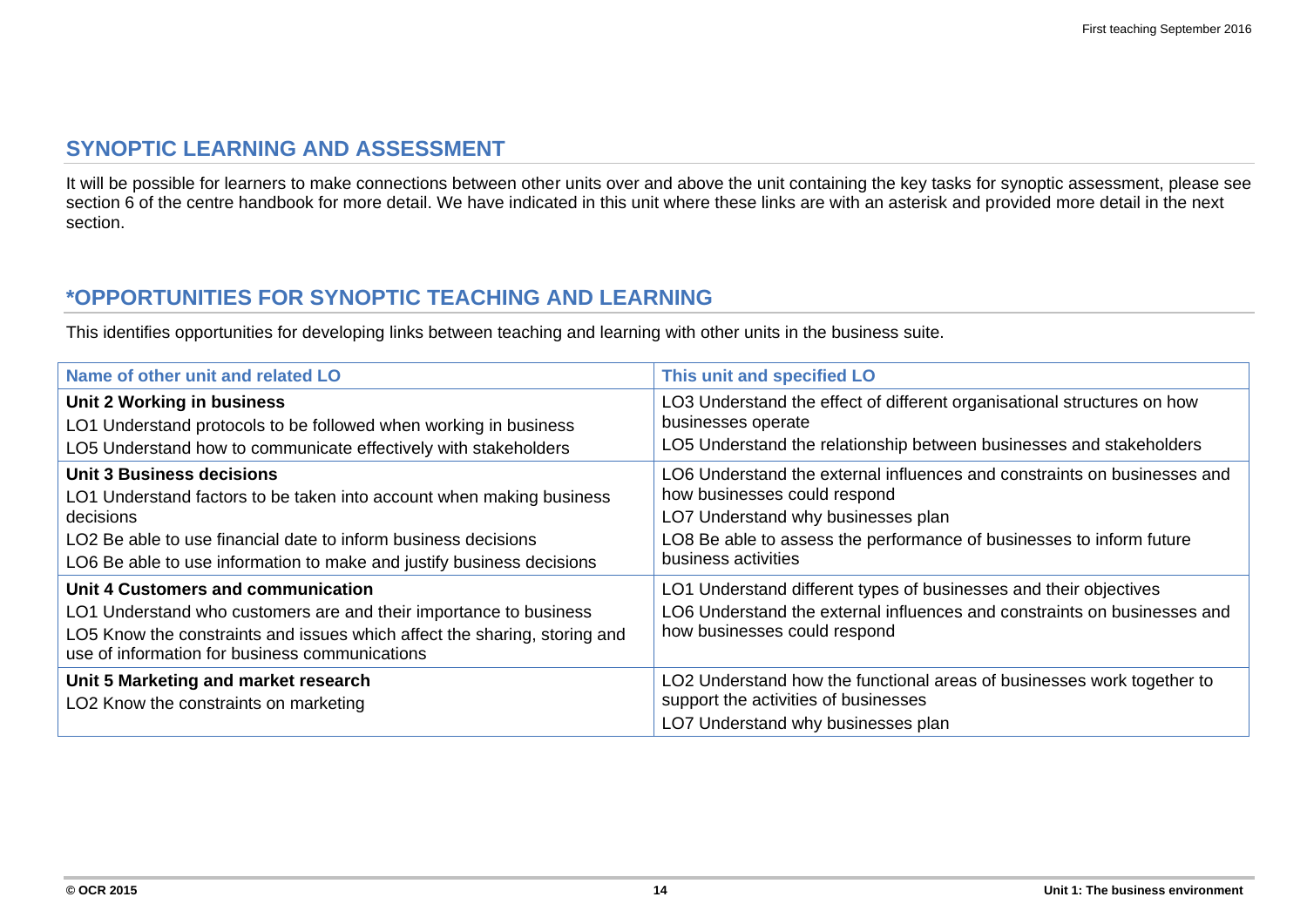## SYNOPTIC LEARNING AND ASSESSMENT

It will be possible for learners to make connections between other units over and above the unit containing the key tasks for synoptic assessment, please see section 6 of the centre handbook for more detail. We have indicated in this unit where these links are with an asterisk and provided more detail in the next section.

## *OPPORTUNITIES FOR SYNOPTIC TEACHING AND LEARNING

This identifies opportunities for developing links between teaching and learning with other units in the business suite.

| Name of other unit and related LO | This unit and specified LO |
|---|---|
| **Unit 2 Working in business**<br>LO1 Understand protocols to be followed when working in business<br>LO5 Understand how to communicate effectively with stakeholders | LO3 Understand the effect of different organisational structures on how businesses operate<br>LO5 Understand the relationship between businesses and stakeholders |
| **Unit 3 Business decisions**<br>LO1 Understand factors to be taken into account when making business decisions<br>LO2 Be able to use financial date to inform business decisions<br>LO6 Be able to use information to make and justify business decisions | LO6 Understand the external influences and constraints on businesses and how businesses could respond<br>LO7 Understand why businesses plan<br>LO8 Be able to assess the performance of businesses to inform future business activities |
| **Unit 4 Customers and communication**<br>LO1 Understand who customers are and their importance to business<br>LO5 Know the constraints and issues which affect the sharing, storing and use of information for business communications | LO1 Understand different types of businesses and their objectives<br>LO6 Understand the external influences and constraints on businesses and how businesses could respond |
| **Unit 5 Marketing and market research**<br>LO2 Know the constraints on marketing | LO2 Understand how the functional areas of businesses work together to support the activities of businesses<br>LO7 Understand why businesses plan |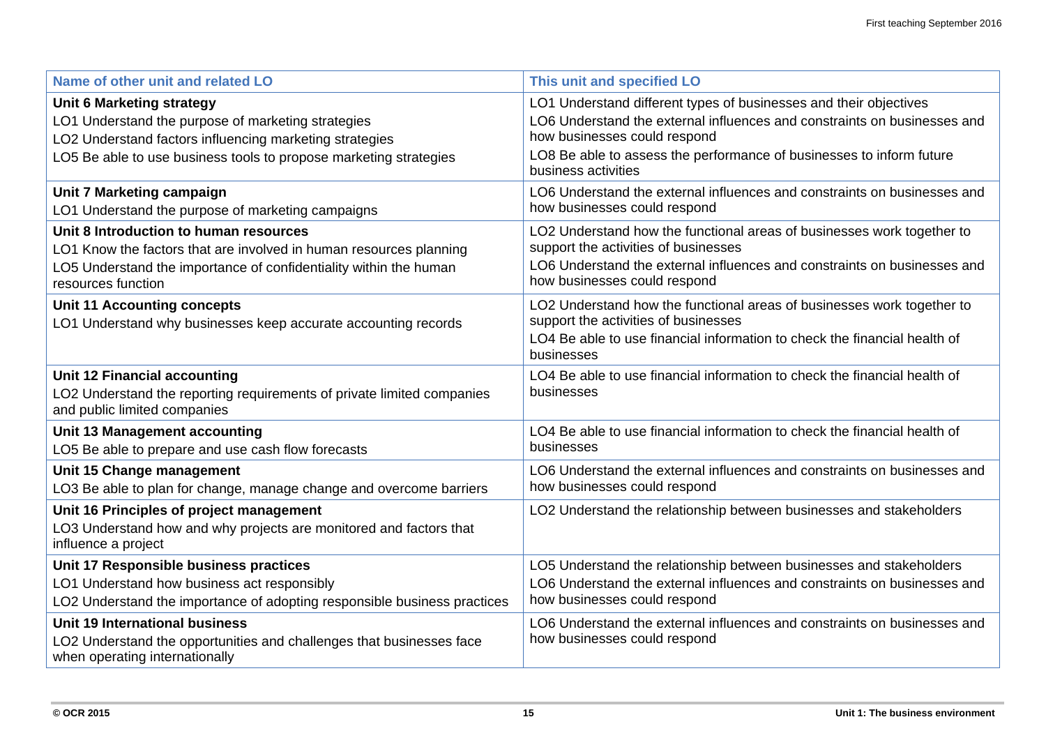| Name of other unit and related LO | This unit and specified LO |
|---|---|
| **Unit 6 Marketing strategy**<br>LO1 Understand the purpose of marketing strategies<br>LO2 Understand factors influencing marketing strategies<br>LO5 Be able to use business tools to propose marketing strategies | LO1 Understand different types of businesses and their objectives<br>LO6 Understand the external influences and constraints on businesses and how businesses could respond<br>LO8 Be able to assess the performance of businesses to inform future business activities |
| **Unit 7 Marketing campaign**<br>LO1 Understand the purpose of marketing campaigns | LO6 Understand the external influences and constraints on businesses and how businesses could respond |
| **Unit 8 Introduction to human resources**<br>LO1 Know the factors that are involved in human resources planning<br>LO5 Understand the importance of confidentiality within the human resources function | LO2 Understand how the functional areas of businesses work together to support the activities of businesses<br>LO6 Understand the external influences and constraints on businesses and how businesses could respond |
| **Unit 11 Accounting concepts**<br>LO1 Understand why businesses keep accurate accounting records | LO2 Understand how the functional areas of businesses work together to support the activities of businesses<br>LO4 Be able to use financial information to check the financial health of businesses |
| **Unit 12 Financial accounting**<br>LO2 Understand the reporting requirements of private limited companies and public limited companies | LO4 Be able to use financial information to check the financial health of businesses |
| **Unit 13 Management accounting**<br>LO5 Be able to prepare and use cash flow forecasts | LO4 Be able to use financial information to check the financial health of businesses |
| **Unit 15 Change management**<br>LO3 Be able to plan for change, manage change and overcome barriers | LO6 Understand the external influences and constraints on businesses and how businesses could respond |
| **Unit 16 Principles of project management**<br>LO3 Understand how and why projects are monitored and factors that influence a project | LO2 Understand the relationship between businesses and stakeholders |
| **Unit 17 Responsible business practices**<br>LO1 Understand how business act responsibly<br>LO2 Understand the importance of adopting responsible business practices | LO5 Understand the relationship between businesses and stakeholders<br>LO6 Understand the external influences and constraints on businesses and how businesses could respond |
| **Unit 19 International business**<br>LO2 Understand the opportunities and challenges that businesses face when operating internationally | LO6 Understand the external influences and constraints on businesses and how businesses could respond |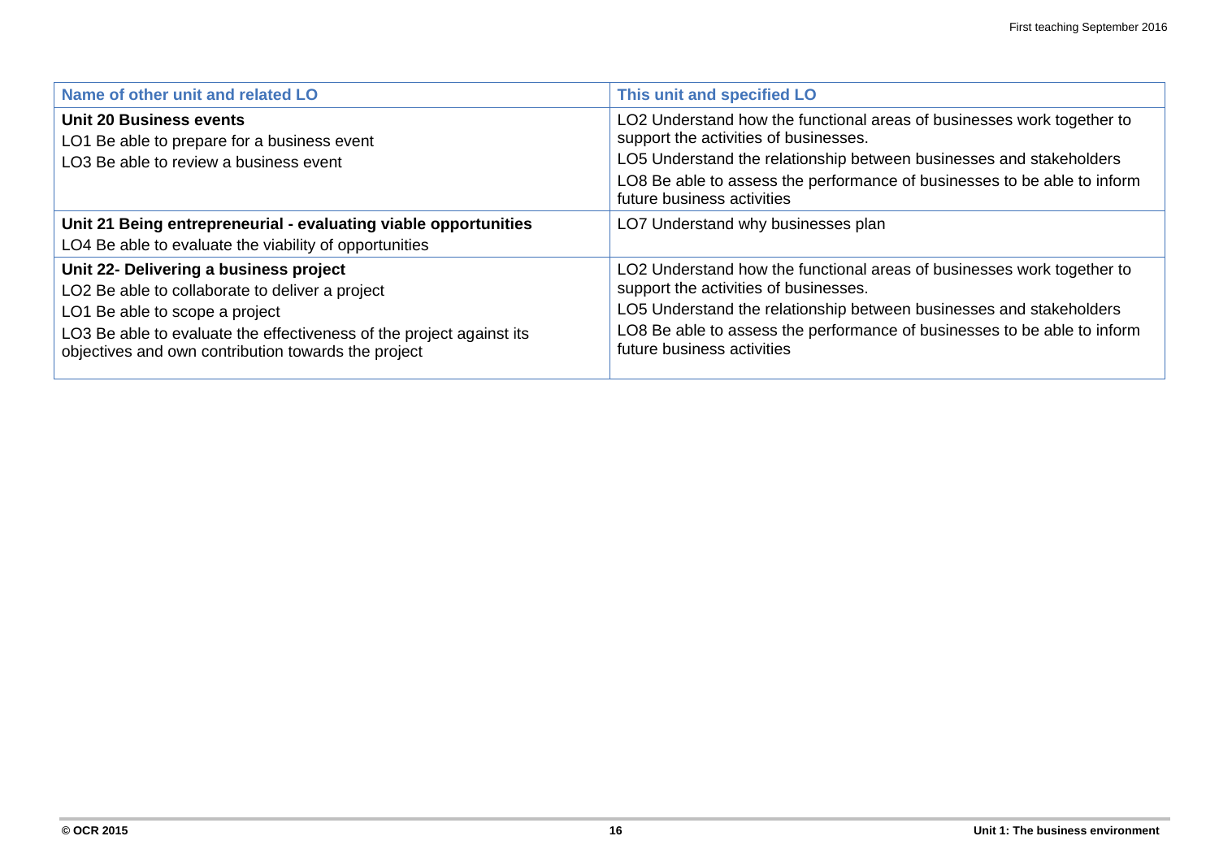| Name of other unit and related LO | This unit and specified LO |
| --- | --- |
| **Unit 20 Business events**<br>LO1 Be able to prepare for a business event<br>LO3 Be able to review a business event | LO2 Understand how the functional areas of businesses work together to support the activities of businesses.<br>LO5 Understand the relationship between businesses and stakeholders<br>LO8 Be able to assess the performance of businesses to be able to inform future business activities |
| **Unit 21 Being entrepreneurial - evaluating viable opportunities**<br>LO4 Be able to evaluate the viability of opportunities | LO7 Understand why businesses plan |
| **Unit 22- Delivering a business project**<br>LO2 Be able to collaborate to deliver a project<br>LO1 Be able to scope a project<br>LO3 Be able to evaluate the effectiveness of the project against its objectives and own contribution towards the project | LO2 Understand how the functional areas of businesses work together to support the activities of businesses.<br>LO5 Understand the relationship between businesses and stakeholders<br>LO8 Be able to assess the performance of businesses to be able to inform future business activities |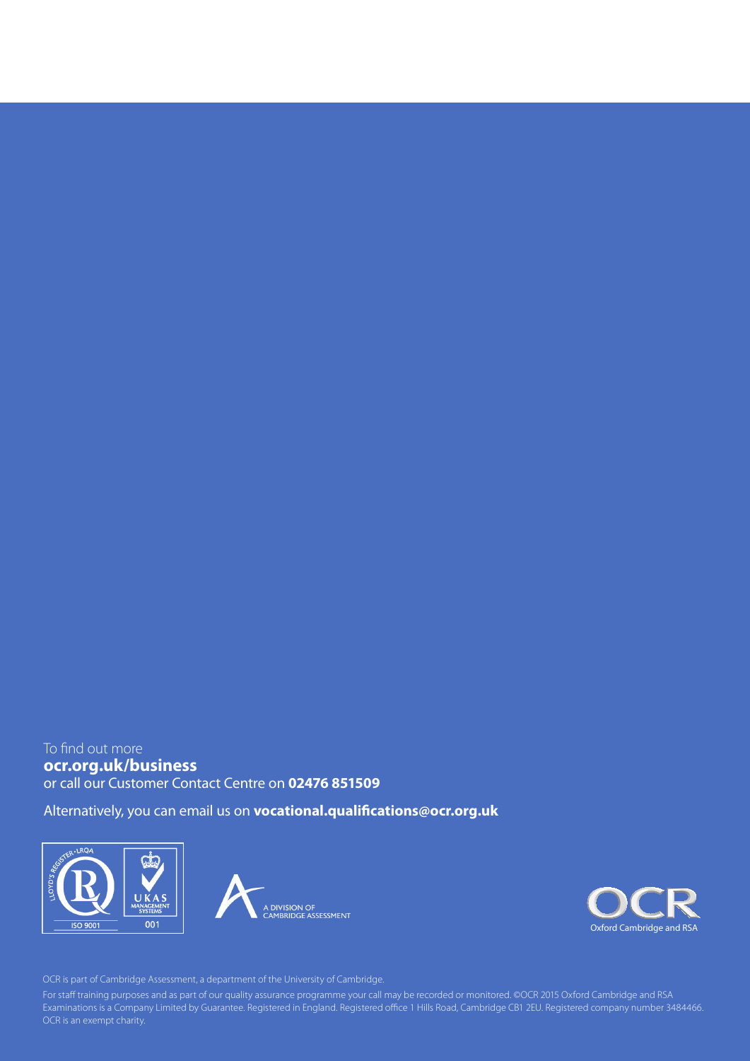To find out more
**ocr.org.uk/business**
or call our Customer Contact Centre on **02476 851509**

Alternatively, you can email us on **vocational.qualifications@ocr.org.uk**

OCR is part of Cambridge Assessment, a department of the University of Cambridge.

For staff training purposes and as part of our quality assurance programme your call may be recorded or monitored. ©OCR 2015 Oxford Cambridge and RSA Examinations is a Company Limited by Guarantee. Registered in England. Registered office 1 Hills Road, Cambridge CB1 2EU. Registered company number 3484466. OCR is an exempt charity.